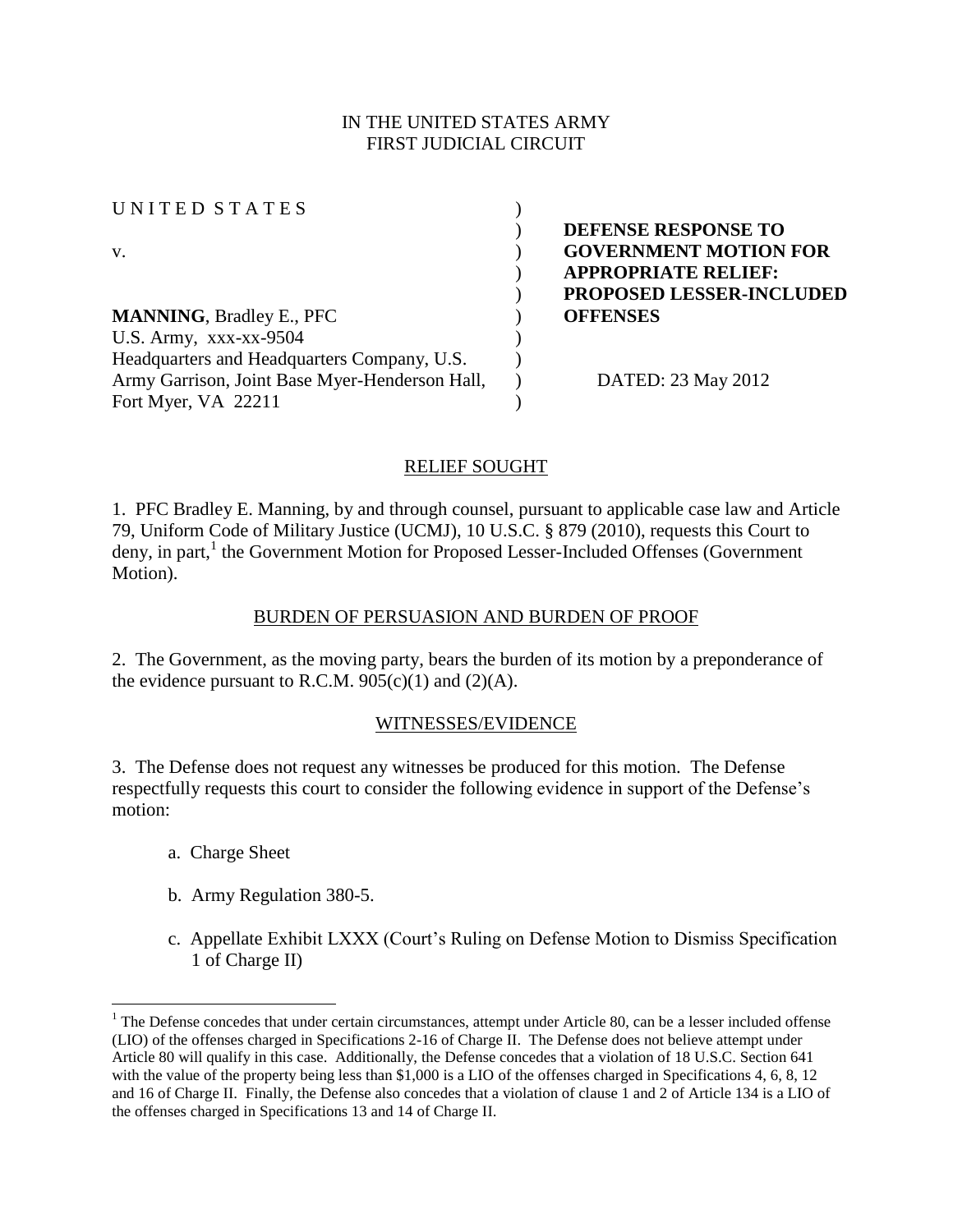IN THE UNITED STATES ARMY
FIRST JUDICIAL CIRCUIT

| | | |
|---|---|---|
| U N I T E D S T A T E S | ) | |
| | ) | **DEFENSE RESPONSE TO** |
| v. | ) | **GOVERNMENT MOTION FOR** |
| | ) | **APPROPRIATE RELIEF:** |
| | ) | **PROPOSED LESSER-INCLUDED** |
| **MANNING**, Bradley E., PFC | ) | **OFFENSES** |
| U.S. Army, xxx-xx-9504 | ) | |
| Headquarters and Headquarters Company, U.S. | ) | |
| Army Garrison, Joint Base Myer-Henderson Hall, | ) | DATED: 23 May 2012 |
| Fort Myer, VA 22211 | ) | |

## RELIEF SOUGHT

1. PFC Bradley E. Manning, by and through counsel, pursuant to applicable case law and Article 79, Uniform Code of Military Justice (UCMJ), 10 U.S.C. § 879 (2010), requests this Court to deny, in part,[1] the Government Motion for Proposed Lesser-Included Offenses (Government Motion).

## BURDEN OF PERSUASION AND BURDEN OF PROOF

2. The Government, as the moving party, bears the burden of its motion by a preponderance of the evidence pursuant to R.C.M. 905(c)(1) and (2)(A).

## WITNESSES/EVIDENCE

3. The Defense does not request any witnesses be produced for this motion. The Defense respectfully requests this court to consider the following evidence in support of the Defense's motion:

a. Charge Sheet

b. Army Regulation 380-5.

c. Appellate Exhibit LXXX (Court's Ruling on Defense Motion to Dismiss Specification 1 of Charge II)

---

[1] The Defense concedes that under certain circumstances, attempt under Article 80, can be a lesser included offense (LIO) of the offenses charged in Specifications 2-16 of Charge II. The Defense does not believe attempt under Article 80 will qualify in this case. Additionally, the Defense concedes that a violation of 18 U.S.C. Section 641 with the value of the property being less than $1,000 is a LIO of the offenses charged in Specifications 4, 6, 8, 12 and 16 of Charge II. Finally, the Defense also concedes that a violation of clause 1 and 2 of Article 134 is a LIO of the offenses charged in Specifications 13 and 14 of Charge II.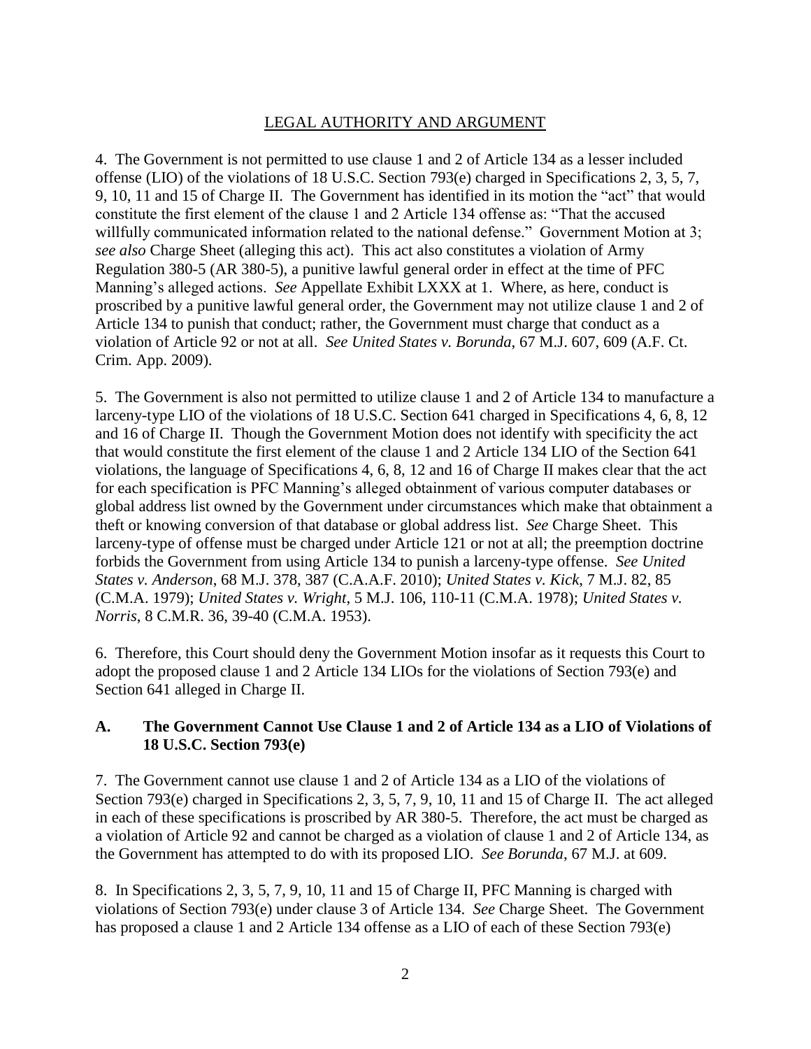## LEGAL AUTHORITY AND ARGUMENT

4. The Government is not permitted to use clause 1 and 2 of Article 134 as a lesser included offense (LIO) of the violations of 18 U.S.C. Section 793(e) charged in Specifications 2, 3, 5, 7, 9, 10, 11 and 15 of Charge II. The Government has identified in its motion the "act" that would constitute the first element of the clause 1 and 2 Article 134 offense as: "That the accused willfully communicated information related to the national defense." Government Motion at 3; *see also* Charge Sheet (alleging this act). This act also constitutes a violation of Army Regulation 380-5 (AR 380-5), a punitive lawful general order in effect at the time of PFC Manning's alleged actions. *See* Appellate Exhibit LXXX at 1. Where, as here, conduct is proscribed by a punitive lawful general order, the Government may not utilize clause 1 and 2 of Article 134 to punish that conduct; rather, the Government must charge that conduct as a violation of Article 92 or not at all. *See United States v. Borunda*, 67 M.J. 607, 609 (A.F. Ct. Crim. App. 2009).

5. The Government is also not permitted to utilize clause 1 and 2 of Article 134 to manufacture a larceny-type LIO of the violations of 18 U.S.C. Section 641 charged in Specifications 4, 6, 8, 12 and 16 of Charge II. Though the Government Motion does not identify with specificity the act that would constitute the first element of the clause 1 and 2 Article 134 LIO of the Section 641 violations, the language of Specifications 4, 6, 8, 12 and 16 of Charge II makes clear that the act for each specification is PFC Manning's alleged obtainment of various computer databases or global address list owned by the Government under circumstances which make that obtainment a theft or knowing conversion of that database or global address list. *See* Charge Sheet. This larceny-type of offense must be charged under Article 121 or not at all; the preemption doctrine forbids the Government from using Article 134 to punish a larceny-type offense. *See United States v. Anderson*, 68 M.J. 378, 387 (C.A.A.F. 2010); *United States v. Kick*, 7 M.J. 82, 85 (C.M.A. 1979); *United States v. Wright*, 5 M.J. 106, 110-11 (C.M.A. 1978); *United States v. Norris*, 8 C.M.R. 36, 39-40 (C.M.A. 1953).

6. Therefore, this Court should deny the Government Motion insofar as it requests this Court to adopt the proposed clause 1 and 2 Article 134 LIOs for the violations of Section 793(e) and Section 641 alleged in Charge II.

### A. The Government Cannot Use Clause 1 and 2 of Article 134 as a LIO of Violations of 18 U.S.C. Section 793(e)

7. The Government cannot use clause 1 and 2 of Article 134 as a LIO of the violations of Section 793(e) charged in Specifications 2, 3, 5, 7, 9, 10, 11 and 15 of Charge II. The act alleged in each of these specifications is proscribed by AR 380-5. Therefore, the act must be charged as a violation of Article 92 and cannot be charged as a violation of clause 1 and 2 of Article 134, as the Government has attempted to do with its proposed LIO. *See Borunda*, 67 M.J. at 609.

8. In Specifications 2, 3, 5, 7, 9, 10, 11 and 15 of Charge II, PFC Manning is charged with violations of Section 793(e) under clause 3 of Article 134. *See* Charge Sheet. The Government has proposed a clause 1 and 2 Article 134 offense as a LIO of each of these Section 793(e)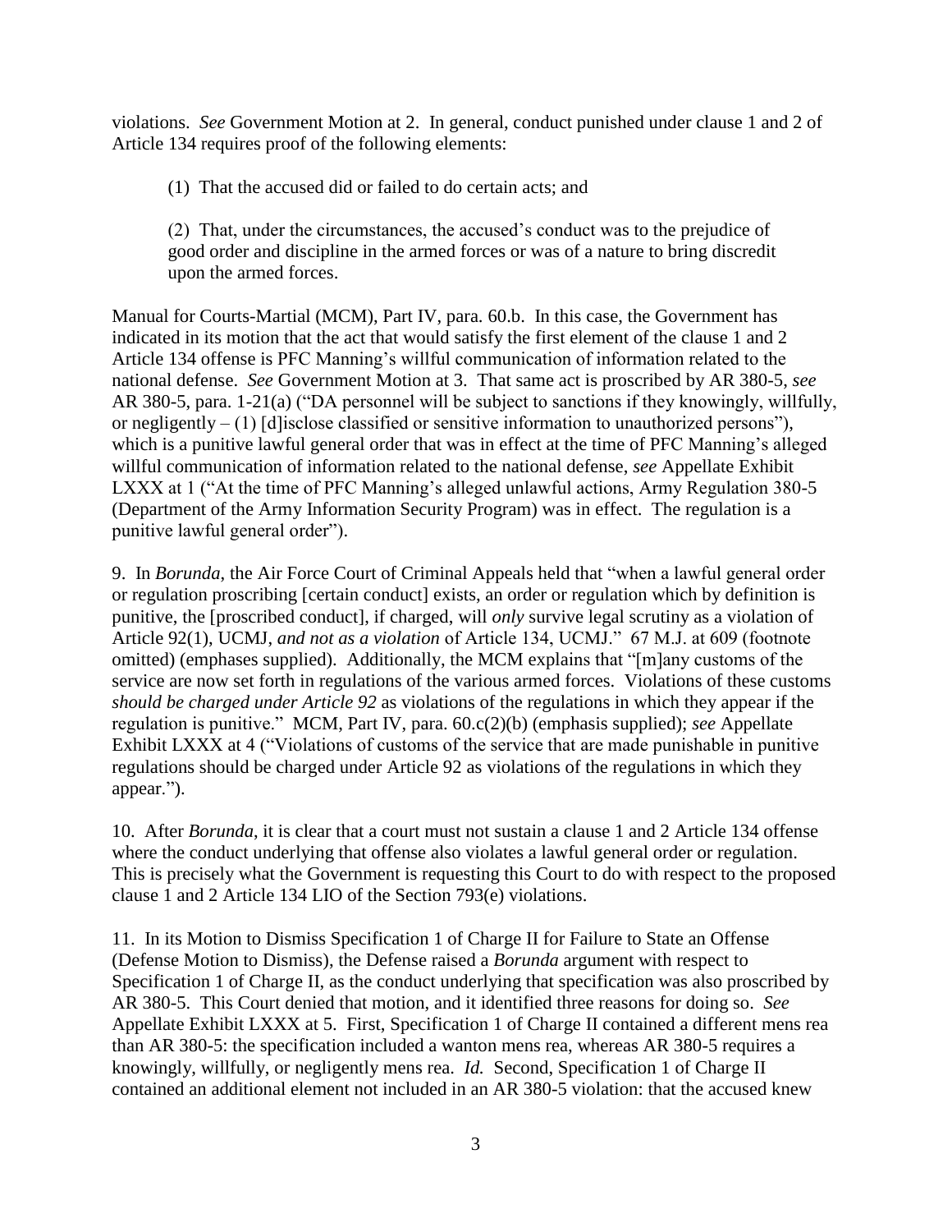violations. *See* Government Motion at 2. In general, conduct punished under clause 1 and 2 of Article 134 requires proof of the following elements:

> (1) That the accused did or failed to do certain acts; and
>
> (2) That, under the circumstances, the accused's conduct was to the prejudice of good order and discipline in the armed forces or was of a nature to bring discredit upon the armed forces.

Manual for Courts-Martial (MCM), Part IV, para. 60.b. In this case, the Government has indicated in its motion that the act that would satisfy the first element of the clause 1 and 2 Article 134 offense is PFC Manning's willful communication of information related to the national defense. *See* Government Motion at 3. That same act is proscribed by AR 380-5, *see* AR 380-5, para. 1-21(a) ("DA personnel will be subject to sanctions if they knowingly, willfully, or negligently – (1) [d]isclose classified or sensitive information to unauthorized persons"), which is a punitive lawful general order that was in effect at the time of PFC Manning's alleged willful communication of information related to the national defense, *see* Appellate Exhibit LXXX at 1 ("At the time of PFC Manning's alleged unlawful actions, Army Regulation 380-5 (Department of the Army Information Security Program) was in effect. The regulation is a punitive lawful general order").

9. In *Borunda*, the Air Force Court of Criminal Appeals held that "when a lawful general order or regulation proscribing [certain conduct] exists, an order or regulation which by definition is punitive, the [proscribed conduct], if charged, will *only* survive legal scrutiny as a violation of Article 92(1), UCMJ, *and not as a violation* of Article 134, UCMJ." 67 M.J. at 609 (footnote omitted) (emphases supplied). Additionally, the MCM explains that "[m]any customs of the service are now set forth in regulations of the various armed forces. Violations of these customs *should be charged under Article 92* as violations of the regulations in which they appear if the regulation is punitive." MCM, Part IV, para. 60.c(2)(b) (emphasis supplied); *see* Appellate Exhibit LXXX at 4 ("Violations of customs of the service that are made punishable in punitive regulations should be charged under Article 92 as violations of the regulations in which they appear.").

10. After *Borunda*, it is clear that a court must not sustain a clause 1 and 2 Article 134 offense where the conduct underlying that offense also violates a lawful general order or regulation. This is precisely what the Government is requesting this Court to do with respect to the proposed clause 1 and 2 Article 134 LIO of the Section 793(e) violations.

11. In its Motion to Dismiss Specification 1 of Charge II for Failure to State an Offense (Defense Motion to Dismiss), the Defense raised a *Borunda* argument with respect to Specification 1 of Charge II, as the conduct underlying that specification was also proscribed by AR 380-5. This Court denied that motion, and it identified three reasons for doing so. *See* Appellate Exhibit LXXX at 5. First, Specification 1 of Charge II contained a different mens rea than AR 380-5: the specification included a wanton mens rea, whereas AR 380-5 requires a knowingly, willfully, or negligently mens rea. *Id.* Second, Specification 1 of Charge II contained an additional element not included in an AR 380-5 violation: that the accused knew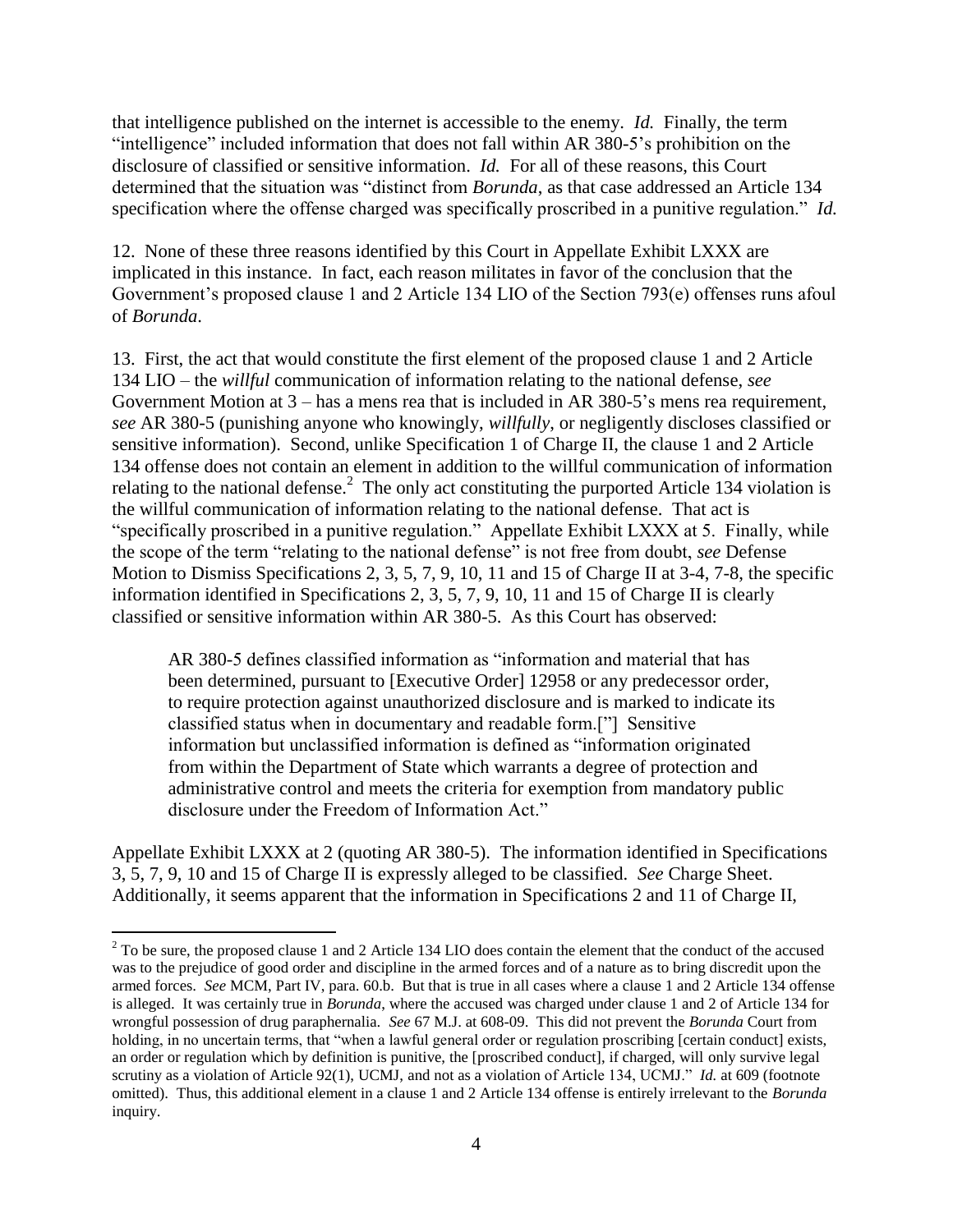that intelligence published on the internet is accessible to the enemy. *Id.* Finally, the term "intelligence" included information that does not fall within AR 380-5's prohibition on the disclosure of classified or sensitive information. *Id.* For all of these reasons, this Court determined that the situation was "distinct from *Borunda*, as that case addressed an Article 134 specification where the offense charged was specifically proscribed in a punitive regulation." *Id.*

12. None of these three reasons identified by this Court in Appellate Exhibit LXXX are implicated in this instance. In fact, each reason militates in favor of the conclusion that the Government's proposed clause 1 and 2 Article 134 LIO of the Section 793(e) offenses runs afoul of *Borunda*.

13. First, the act that would constitute the first element of the proposed clause 1 and 2 Article 134 LIO – the *willful* communication of information relating to the national defense, *see* Government Motion at 3 – has a mens rea that is included in AR 380-5's mens rea requirement, *see* AR 380-5 (punishing anyone who knowingly, *willfully*, or negligently discloses classified or sensitive information). Second, unlike Specification 1 of Charge II, the clause 1 and 2 Article 134 offense does not contain an element in addition to the willful communication of information relating to the national defense.[2] The only act constituting the purported Article 134 violation is the willful communication of information relating to the national defense. That act is "specifically proscribed in a punitive regulation." Appellate Exhibit LXXX at 5. Finally, while the scope of the term "relating to the national defense" is not free from doubt, *see* Defense Motion to Dismiss Specifications 2, 3, 5, 7, 9, 10, 11 and 15 of Charge II at 3-4, 7-8, the specific information identified in Specifications 2, 3, 5, 7, 9, 10, 11 and 15 of Charge II is clearly classified or sensitive information within AR 380-5. As this Court has observed:

> AR 380-5 defines classified information as "information and material that has been determined, pursuant to [Executive Order] 12958 or any predecessor order, to require protection against unauthorized disclosure and is marked to indicate its classified status when in documentary and readable form.["] Sensitive information but unclassified information is defined as "information originated from within the Department of State which warrants a degree of protection and administrative control and meets the criteria for exemption from mandatory public disclosure under the Freedom of Information Act."

Appellate Exhibit LXXX at 2 (quoting AR 380-5). The information identified in Specifications 3, 5, 7, 9, 10 and 15 of Charge II is expressly alleged to be classified. *See* Charge Sheet. Additionally, it seems apparent that the information in Specifications 2 and 11 of Charge II,

---

[2] To be sure, the proposed clause 1 and 2 Article 134 LIO does contain the element that the conduct of the accused was to the prejudice of good order and discipline in the armed forces and of a nature as to bring discredit upon the armed forces. *See* MCM, Part IV, para. 60.b. But that is true in all cases where a clause 1 and 2 Article 134 offense is alleged. It was certainly true in *Borunda*, where the accused was charged under clause 1 and 2 of Article 134 for wrongful possession of drug paraphernalia. *See* 67 M.J. at 608-09. This did not prevent the *Borunda* Court from holding, in no uncertain terms, that "when a lawful general order or regulation proscribing [certain conduct] exists, an order or regulation which by definition is punitive, the [proscribed conduct], if charged, will only survive legal scrutiny as a violation of Article 92(1), UCMJ, and not as a violation of Article 134, UCMJ." *Id.* at 609 (footnote omitted). Thus, this additional element in a clause 1 and 2 Article 134 offense is entirely irrelevant to the *Borunda* inquiry.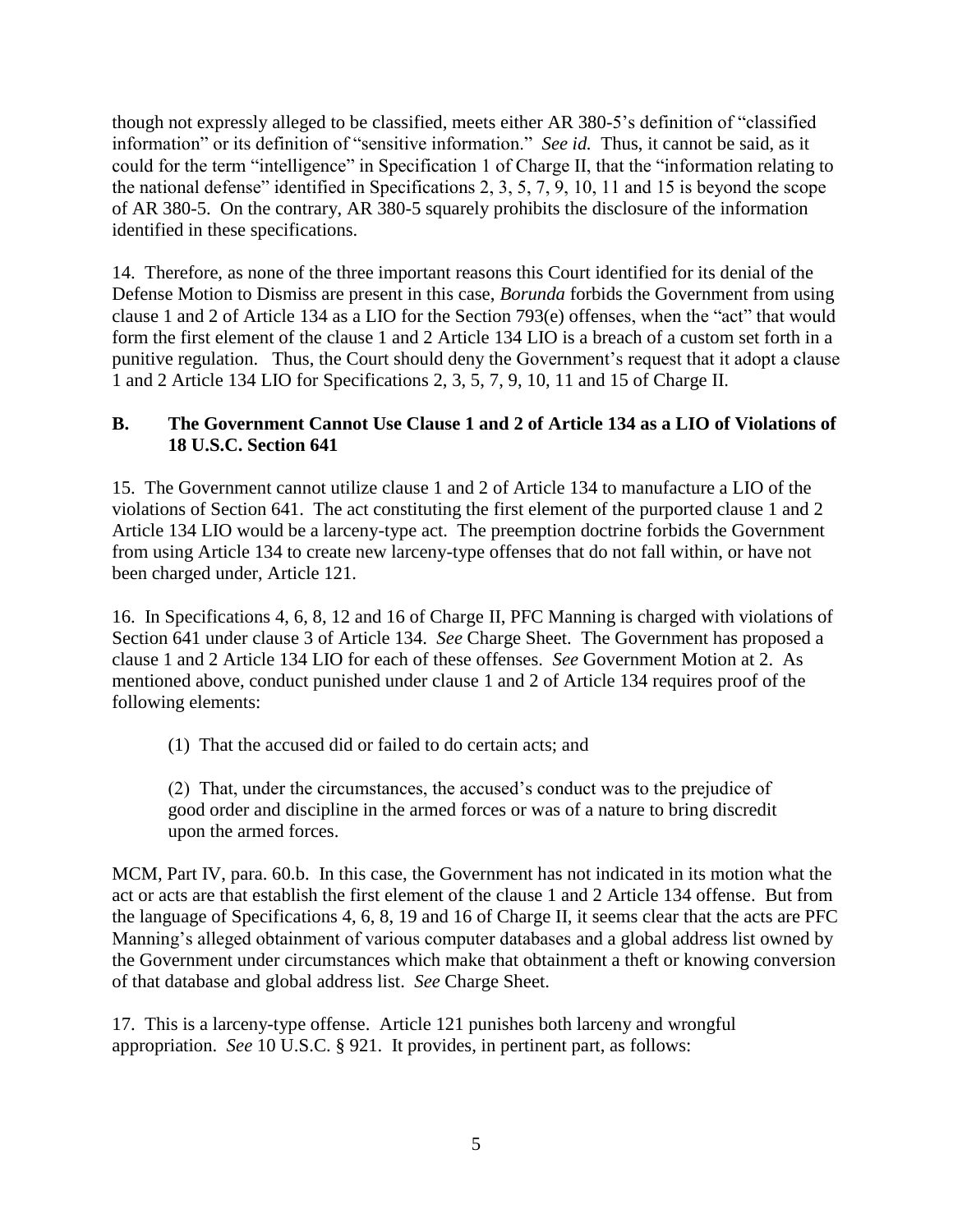though not expressly alleged to be classified, meets either AR 380-5's definition of "classified information" or its definition of "sensitive information." *See id.* Thus, it cannot be said, as it could for the term "intelligence" in Specification 1 of Charge II, that the "information relating to the national defense" identified in Specifications 2, 3, 5, 7, 9, 10, 11 and 15 is beyond the scope of AR 380-5. On the contrary, AR 380-5 squarely prohibits the disclosure of the information identified in these specifications.

14. Therefore, as none of the three important reasons this Court identified for its denial of the Defense Motion to Dismiss are present in this case, *Borunda* forbids the Government from using clause 1 and 2 of Article 134 as a LIO for the Section 793(e) offenses, when the "act" that would form the first element of the clause 1 and 2 Article 134 LIO is a breach of a custom set forth in a punitive regulation. Thus, the Court should deny the Government's request that it adopt a clause 1 and 2 Article 134 LIO for Specifications 2, 3, 5, 7, 9, 10, 11 and 15 of Charge II.

### B. The Government Cannot Use Clause 1 and 2 of Article 134 as a LIO of Violations of 18 U.S.C. Section 641

15. The Government cannot utilize clause 1 and 2 of Article 134 to manufacture a LIO of the violations of Section 641. The act constituting the first element of the purported clause 1 and 2 Article 134 LIO would be a larceny-type act. The preemption doctrine forbids the Government from using Article 134 to create new larceny-type offenses that do not fall within, or have not been charged under, Article 121.

16. In Specifications 4, 6, 8, 12 and 16 of Charge II, PFC Manning is charged with violations of Section 641 under clause 3 of Article 134. *See* Charge Sheet. The Government has proposed a clause 1 and 2 Article 134 LIO for each of these offenses. *See* Government Motion at 2. As mentioned above, conduct punished under clause 1 and 2 of Article 134 requires proof of the following elements:

> (1) That the accused did or failed to do certain acts; and
>
> (2) That, under the circumstances, the accused's conduct was to the prejudice of good order and discipline in the armed forces or was of a nature to bring discredit upon the armed forces.

MCM, Part IV, para. 60.b. In this case, the Government has not indicated in its motion what the act or acts are that establish the first element of the clause 1 and 2 Article 134 offense. But from the language of Specifications 4, 6, 8, 19 and 16 of Charge II, it seems clear that the acts are PFC Manning's alleged obtainment of various computer databases and a global address list owned by the Government under circumstances which make that obtainment a theft or knowing conversion of that database and global address list. *See* Charge Sheet.

17. This is a larceny-type offense. Article 121 punishes both larceny and wrongful appropriation. *See* 10 U.S.C. § 921. It provides, in pertinent part, as follows: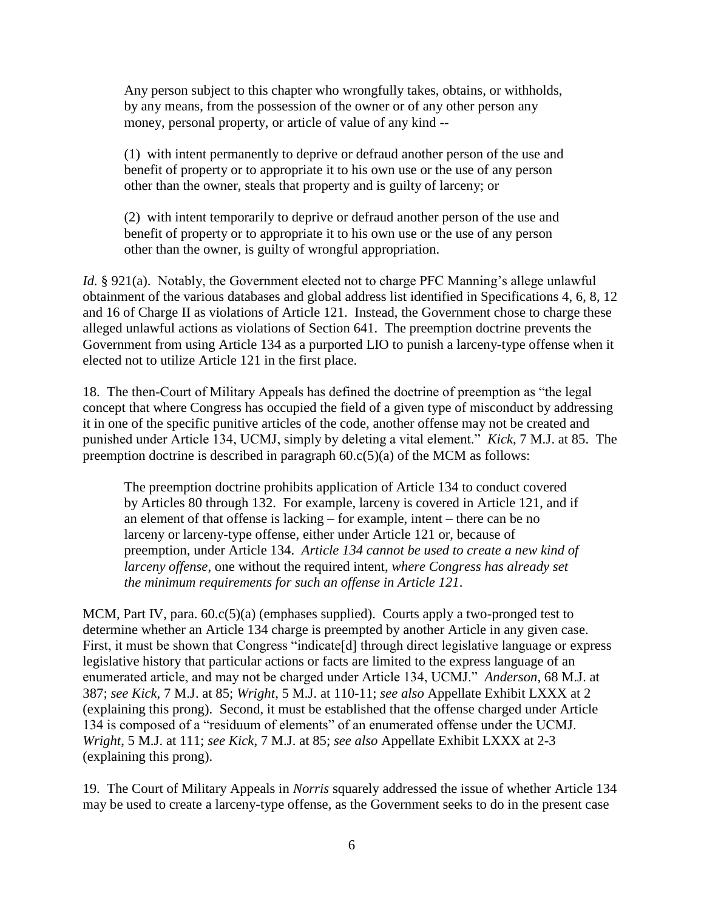> Any person subject to this chapter who wrongfully takes, obtains, or withholds, by any means, from the possession of the owner or of any other person any money, personal property, or article of value of any kind --
>
> (1) with intent permanently to deprive or defraud another person of the use and benefit of property or to appropriate it to his own use or the use of any person other than the owner, steals that property and is guilty of larceny; or
>
> (2) with intent temporarily to deprive or defraud another person of the use and benefit of property or to appropriate it to his own use or the use of any person other than the owner, is guilty of wrongful appropriation.

*Id.* § 921(a). Notably, the Government elected not to charge PFC Manning's allege unlawful obtainment of the various databases and global address list identified in Specifications 4, 6, 8, 12 and 16 of Charge II as violations of Article 121. Instead, the Government chose to charge these alleged unlawful actions as violations of Section 641. The preemption doctrine prevents the Government from using Article 134 as a purported LIO to punish a larceny-type offense when it elected not to utilize Article 121 in the first place.

18. The then-Court of Military Appeals has defined the doctrine of preemption as "the legal concept that where Congress has occupied the field of a given type of misconduct by addressing it in one of the specific punitive articles of the code, another offense may not be created and punished under Article 134, UCMJ, simply by deleting a vital element." *Kick*, 7 M.J. at 85. The preemption doctrine is described in paragraph 60.c(5)(a) of the MCM as follows:

> The preemption doctrine prohibits application of Article 134 to conduct covered by Articles 80 through 132. For example, larceny is covered in Article 121, and if an element of that offense is lacking – for example, intent – there can be no larceny or larceny-type offense, either under Article 121 or, because of preemption, under Article 134. *Article 134 cannot be used to create a new kind of larceny offense*, one without the required intent, *where Congress has already set the minimum requirements for such an offense in Article 121*.

MCM, Part IV, para. 60.c(5)(a) (emphases supplied). Courts apply a two-pronged test to determine whether an Article 134 charge is preempted by another Article in any given case. First, it must be shown that Congress "indicate[d] through direct legislative language or express legislative history that particular actions or facts are limited to the express language of an enumerated article, and may not be charged under Article 134, UCMJ." *Anderson*, 68 M.J. at 387; *see Kick*, 7 M.J. at 85; *Wright*, 5 M.J. at 110-11; *see also* Appellate Exhibit LXXX at 2 (explaining this prong). Second, it must be established that the offense charged under Article 134 is composed of a "residuum of elements" of an enumerated offense under the UCMJ. *Wright*, 5 M.J. at 111; *see Kick*, 7 M.J. at 85; *see also* Appellate Exhibit LXXX at 2-3 (explaining this prong).

19. The Court of Military Appeals in *Norris* squarely addressed the issue of whether Article 134 may be used to create a larceny-type offense, as the Government seeks to do in the present case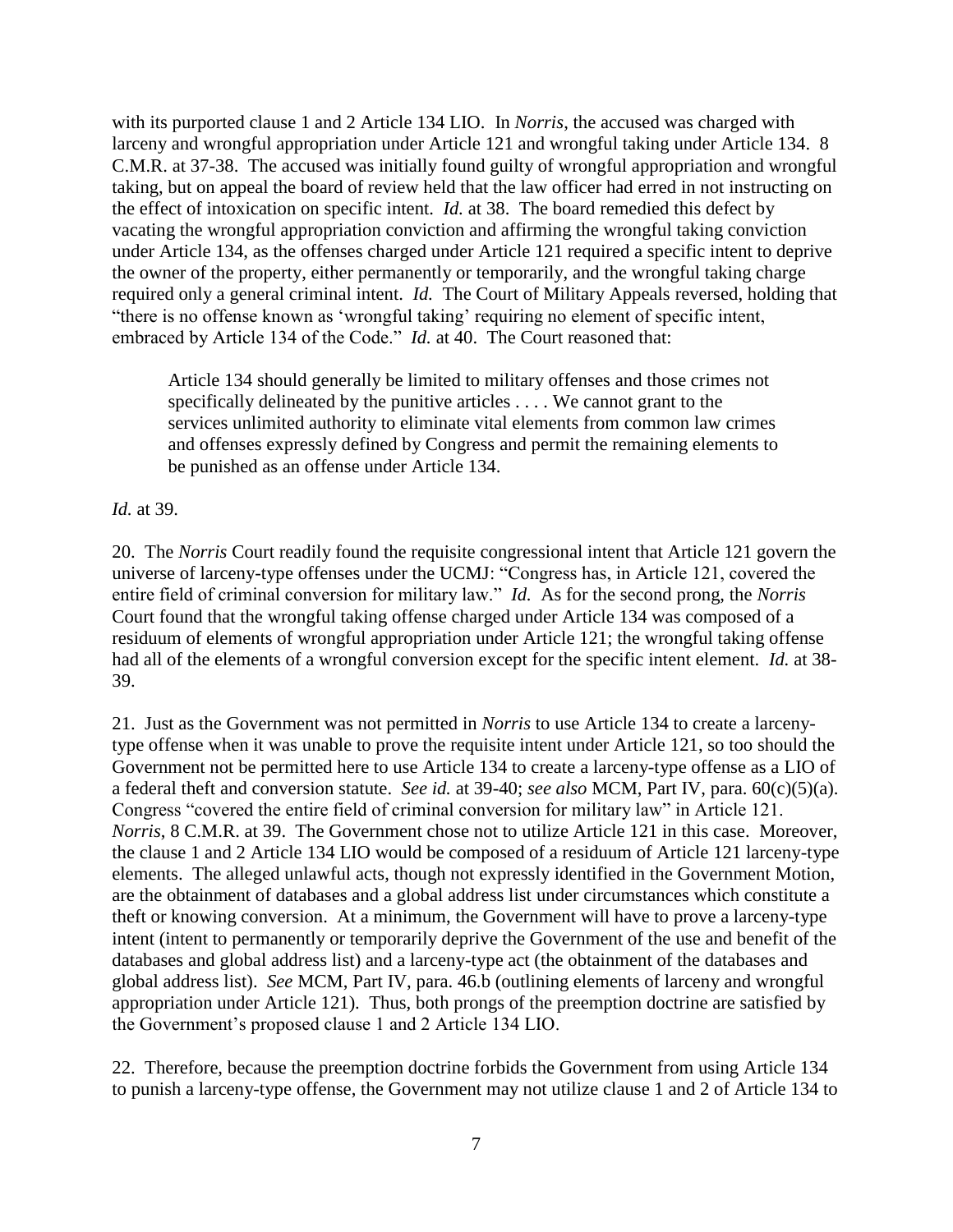with its purported clause 1 and 2 Article 134 LIO. In *Norris*, the accused was charged with larceny and wrongful appropriation under Article 121 and wrongful taking under Article 134. 8 C.M.R. at 37-38. The accused was initially found guilty of wrongful appropriation and wrongful taking, but on appeal the board of review held that the law officer had erred in not instructing on the effect of intoxication on specific intent. *Id.* at 38. The board remedied this defect by vacating the wrongful appropriation conviction and affirming the wrongful taking conviction under Article 134, as the offenses charged under Article 121 required a specific intent to deprive the owner of the property, either permanently or temporarily, and the wrongful taking charge required only a general criminal intent. *Id.* The Court of Military Appeals reversed, holding that "there is no offense known as 'wrongful taking' requiring no element of specific intent, embraced by Article 134 of the Code." *Id.* at 40. The Court reasoned that:

> Article 134 should generally be limited to military offenses and those crimes not specifically delineated by the punitive articles . . . . We cannot grant to the services unlimited authority to eliminate vital elements from common law crimes and offenses expressly defined by Congress and permit the remaining elements to be punished as an offense under Article 134.

*Id.* at 39.

20. The *Norris* Court readily found the requisite congressional intent that Article 121 govern the universe of larceny-type offenses under the UCMJ: "Congress has, in Article 121, covered the entire field of criminal conversion for military law." *Id.* As for the second prong, the *Norris* Court found that the wrongful taking offense charged under Article 134 was composed of a residuum of elements of wrongful appropriation under Article 121; the wrongful taking offense had all of the elements of a wrongful conversion except for the specific intent element. *Id.* at 38-39.

21. Just as the Government was not permitted in *Norris* to use Article 134 to create a larceny-type offense when it was unable to prove the requisite intent under Article 121, so too should the Government not be permitted here to use Article 134 to create a larceny-type offense as a LIO of a federal theft and conversion statute. *See id.* at 39-40; *see also* MCM, Part IV, para. 60(c)(5)(a). Congress "covered the entire field of criminal conversion for military law" in Article 121. *Norris*, 8 C.M.R. at 39. The Government chose not to utilize Article 121 in this case. Moreover, the clause 1 and 2 Article 134 LIO would be composed of a residuum of Article 121 larceny-type elements. The alleged unlawful acts, though not expressly identified in the Government Motion, are the obtainment of databases and a global address list under circumstances which constitute a theft or knowing conversion. At a minimum, the Government will have to prove a larceny-type intent (intent to permanently or temporarily deprive the Government of the use and benefit of the databases and global address list) and a larceny-type act (the obtainment of the databases and global address list). *See* MCM, Part IV, para. 46.b (outlining elements of larceny and wrongful appropriation under Article 121). Thus, both prongs of the preemption doctrine are satisfied by the Government's proposed clause 1 and 2 Article 134 LIO.

22. Therefore, because the preemption doctrine forbids the Government from using Article 134 to punish a larceny-type offense, the Government may not utilize clause 1 and 2 of Article 134 to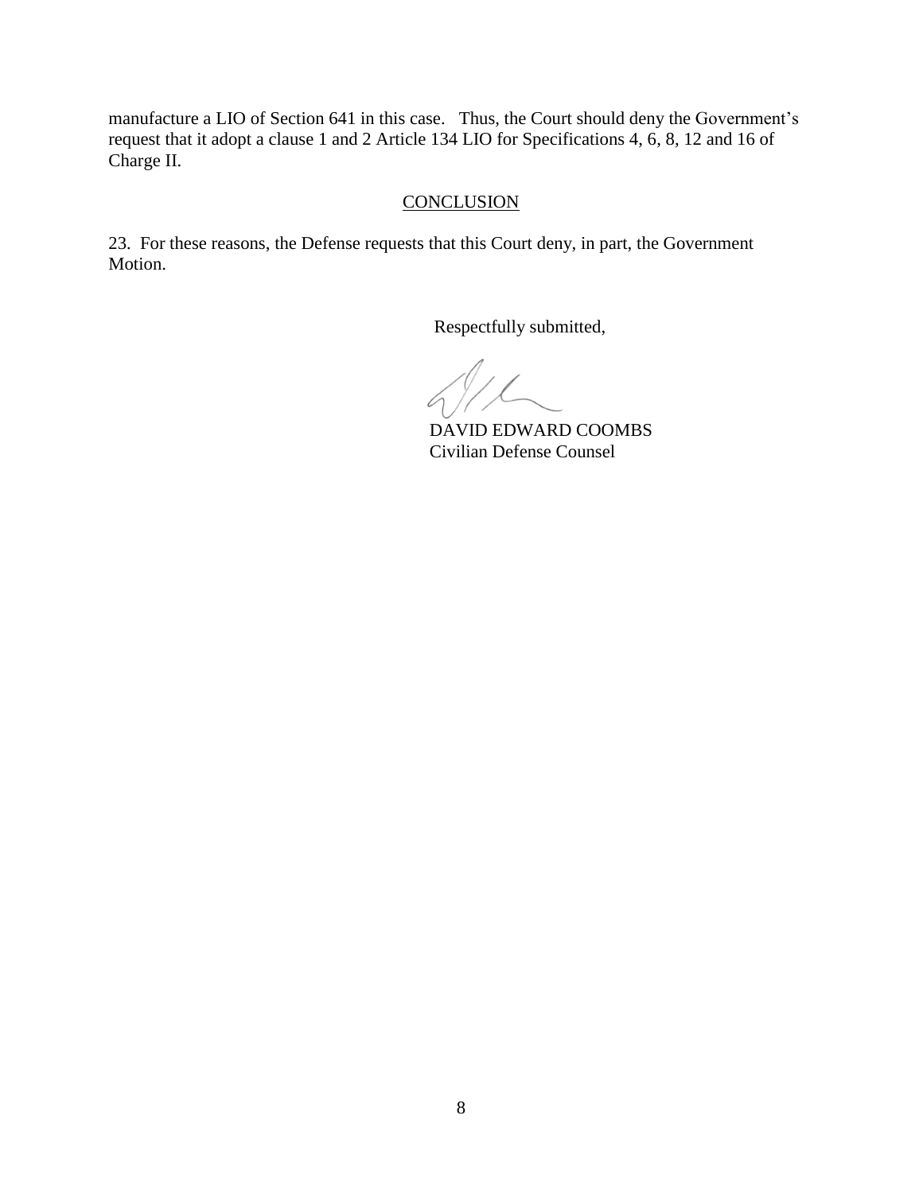manufacture a LIO of Section 641 in this case. Thus, the Court should deny the Government's request that it adopt a clause 1 and 2 Article 134 LIO for Specifications 4, 6, 8, 12 and 16 of Charge II.

## CONCLUSION

23. For these reasons, the Defense requests that this Court deny, in part, the Government Motion.

Respectfully submitted,

DAVID EDWARD COOMBS
Civilian Defense Counsel